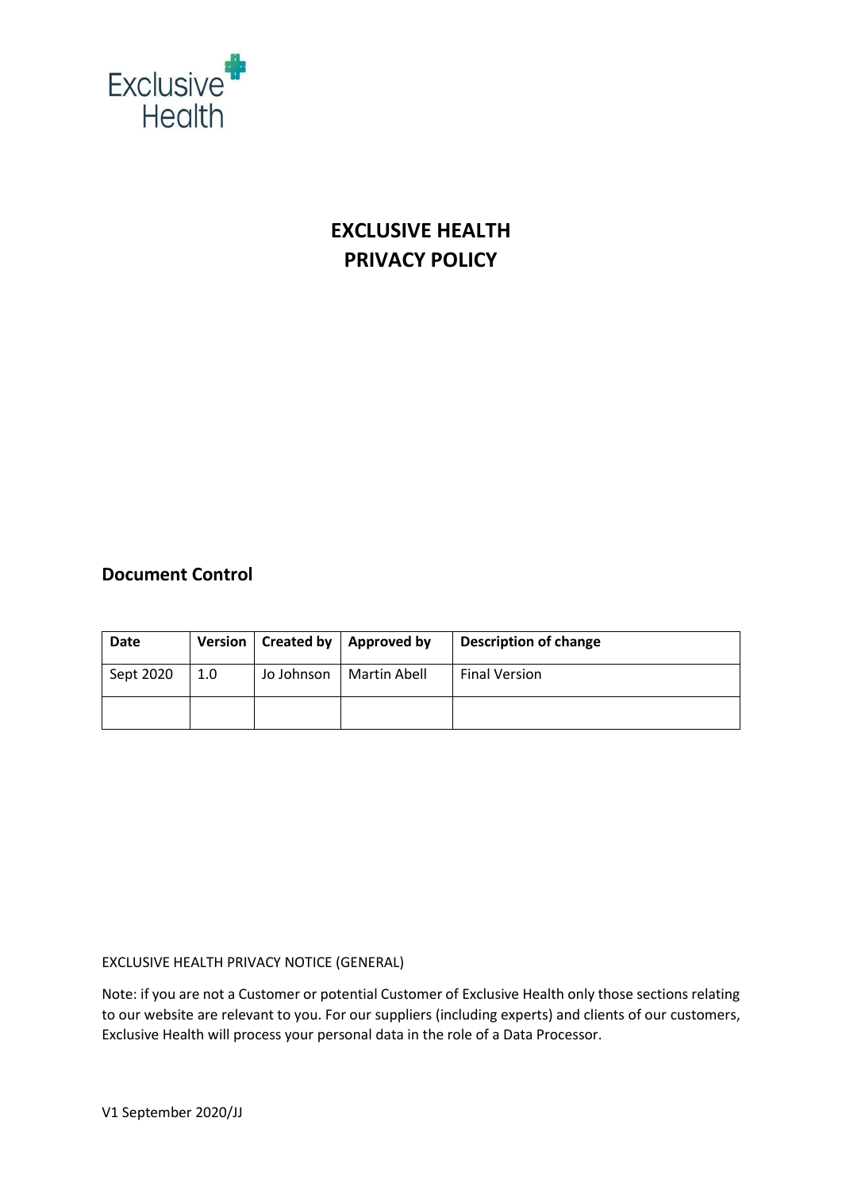Exclusive Health

# EXCLUSIVE HEALTH
# PRIVACY POLICY

## Document Control

| Date | Version | Created by | Approved by | Description of change |
|---|---|---|---|---|
| Sept 2020 | 1.0 | Jo Johnson | Martin Abell | Final Version |
| | | | | |

EXCLUSIVE HEALTH PRIVACY NOTICE (GENERAL)

Note: if you are not a Customer or potential Customer of Exclusive Health only those sections relating to our website are relevant to you. For our suppliers (including experts) and clients of our customers, Exclusive Health will process your personal data in the role of a Data Processor.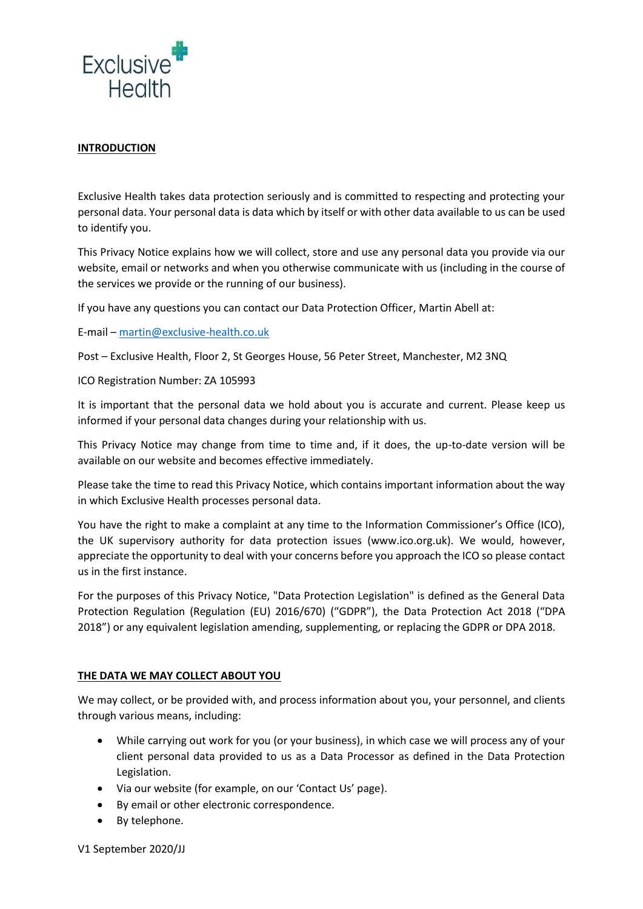Exclusive Health

## INTRODUCTION

Exclusive Health takes data protection seriously and is committed to respecting and protecting your personal data. Your personal data is data which by itself or with other data available to us can be used to identify you.

This Privacy Notice explains how we will collect, store and use any personal data you provide via our website, email or networks and when you otherwise communicate with us (including in the course of the services we provide or the running of our business).

If you have any questions you can contact our Data Protection Officer, Martin Abell at:

E-mail – martin@exclusive-health.co.uk

Post – Exclusive Health, Floor 2, St Georges House, 56 Peter Street, Manchester, M2 3NQ

ICO Registration Number: ZA 105993

It is important that the personal data we hold about you is accurate and current. Please keep us informed if your personal data changes during your relationship with us.

This Privacy Notice may change from time to time and, if it does, the up-to-date version will be available on our website and becomes effective immediately.

Please take the time to read this Privacy Notice, which contains important information about the way in which Exclusive Health processes personal data.

You have the right to make a complaint at any time to the Information Commissioner's Office (ICO), the UK supervisory authority for data protection issues (www.ico.org.uk). We would, however, appreciate the opportunity to deal with your concerns before you approach the ICO so please contact us in the first instance.

For the purposes of this Privacy Notice, "Data Protection Legislation" is defined as the General Data Protection Regulation (Regulation (EU) 2016/670) ("GDPR"), the Data Protection Act 2018 ("DPA 2018") or any equivalent legislation amending, supplementing, or replacing the GDPR or DPA 2018.

## THE DATA WE MAY COLLECT ABOUT YOU

We may collect, or be provided with, and process information about you, your personnel, and clients through various means, including:

- While carrying out work for you (or your business), in which case we will process any of your client personal data provided to us as a Data Processor as defined in the Data Protection Legislation.
- Via our website (for example, on our 'Contact Us' page).
- By email or other electronic correspondence.
- By telephone.

V1 September 2020/JJ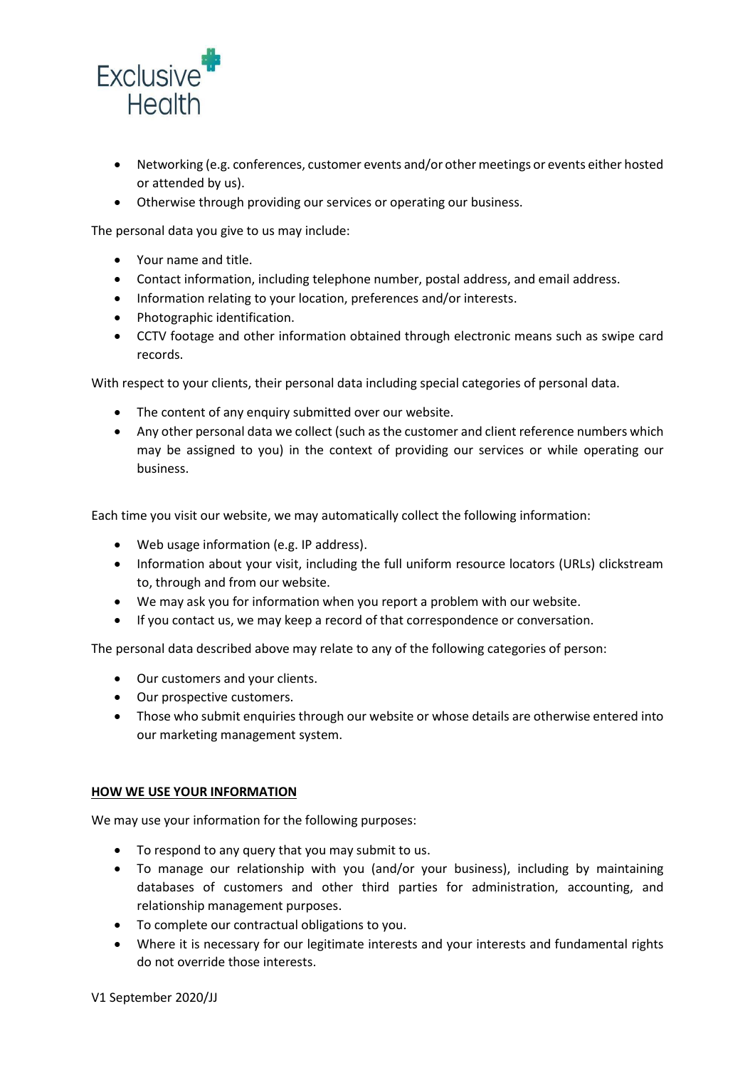- Networking (e.g. conferences, customer events and/or other meetings or events either hosted or attended by us).
- Otherwise through providing our services or operating our business.

The personal data you give to us may include:

- Your name and title.
- Contact information, including telephone number, postal address, and email address.
- Information relating to your location, preferences and/or interests.
- Photographic identification.
- CCTV footage and other information obtained through electronic means such as swipe card records.

With respect to your clients, their personal data including special categories of personal data.

- The content of any enquiry submitted over our website.
- Any other personal data we collect (such as the customer and client reference numbers which may be assigned to you) in the context of providing our services or while operating our business.

Each time you visit our website, we may automatically collect the following information:

- Web usage information (e.g. IP address).
- Information about your visit, including the full uniform resource locators (URLs) clickstream to, through and from our website.
- We may ask you for information when you report a problem with our website.
- If you contact us, we may keep a record of that correspondence or conversation.

The personal data described above may relate to any of the following categories of person:

- Our customers and your clients.
- Our prospective customers.
- Those who submit enquiries through our website or whose details are otherwise entered into our marketing management system.

## HOW WE USE YOUR INFORMATION

We may use your information for the following purposes:

- To respond to any query that you may submit to us.
- To manage our relationship with you (and/or your business), including by maintaining databases of customers and other third parties for administration, accounting, and relationship management purposes.
- To complete our contractual obligations to you.
- Where it is necessary for our legitimate interests and your interests and fundamental rights do not override those interests.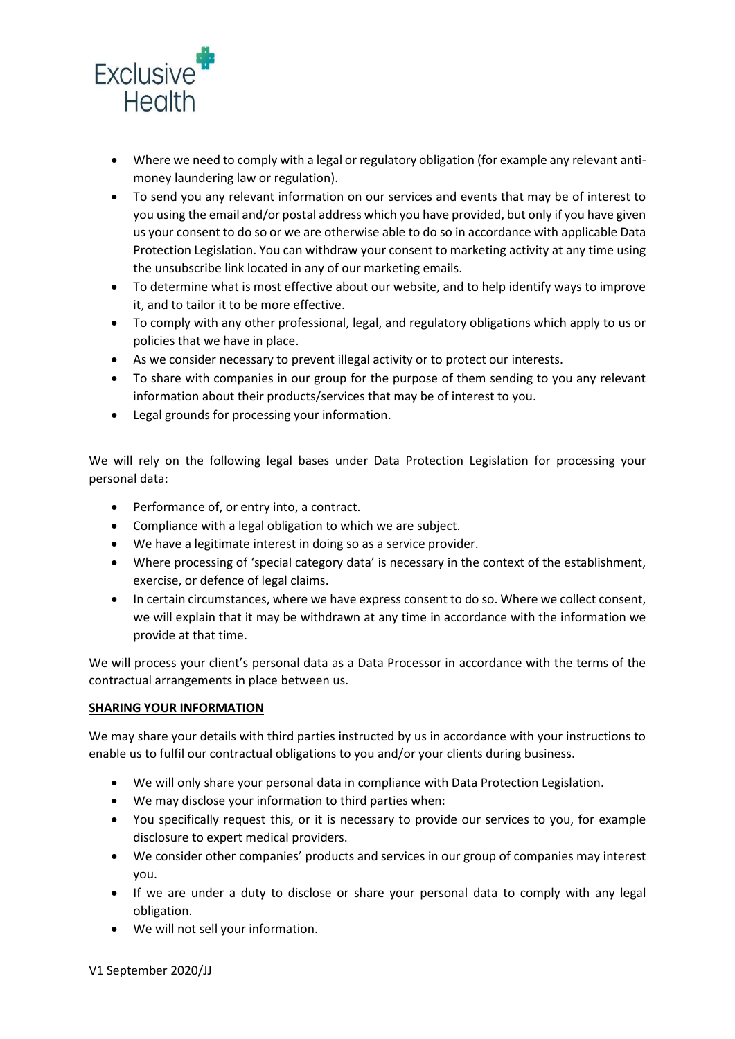- Where we need to comply with a legal or regulatory obligation (for example any relevant anti-money laundering law or regulation).
- To send you any relevant information on our services and events that may be of interest to you using the email and/or postal address which you have provided, but only if you have given us your consent to do so or we are otherwise able to do so in accordance with applicable Data Protection Legislation. You can withdraw your consent to marketing activity at any time using the unsubscribe link located in any of our marketing emails.
- To determine what is most effective about our website, and to help identify ways to improve it, and to tailor it to be more effective.
- To comply with any other professional, legal, and regulatory obligations which apply to us or policies that we have in place.
- As we consider necessary to prevent illegal activity or to protect our interests.
- To share with companies in our group for the purpose of them sending to you any relevant information about their products/services that may be of interest to you.
- Legal grounds for processing your information.

We will rely on the following legal bases under Data Protection Legislation for processing your personal data:

- Performance of, or entry into, a contract.
- Compliance with a legal obligation to which we are subject.
- We have a legitimate interest in doing so as a service provider.
- Where processing of 'special category data' is necessary in the context of the establishment, exercise, or defence of legal claims.
- In certain circumstances, where we have express consent to do so. Where we collect consent, we will explain that it may be withdrawn at any time in accordance with the information we provide at that time.

We will process your client's personal data as a Data Processor in accordance with the terms of the contractual arrangements in place between us.

**SHARING YOUR INFORMATION**

We may share your details with third parties instructed by us in accordance with your instructions to enable us to fulfil our contractual obligations to you and/or your clients during business.

- We will only share your personal data in compliance with Data Protection Legislation.
- We may disclose your information to third parties when:
- You specifically request this, or it is necessary to provide our services to you, for example disclosure to expert medical providers.
- We consider other companies' products and services in our group of companies may interest you.
- If we are under a duty to disclose or share your personal data to comply with any legal obligation.
- We will not sell your information.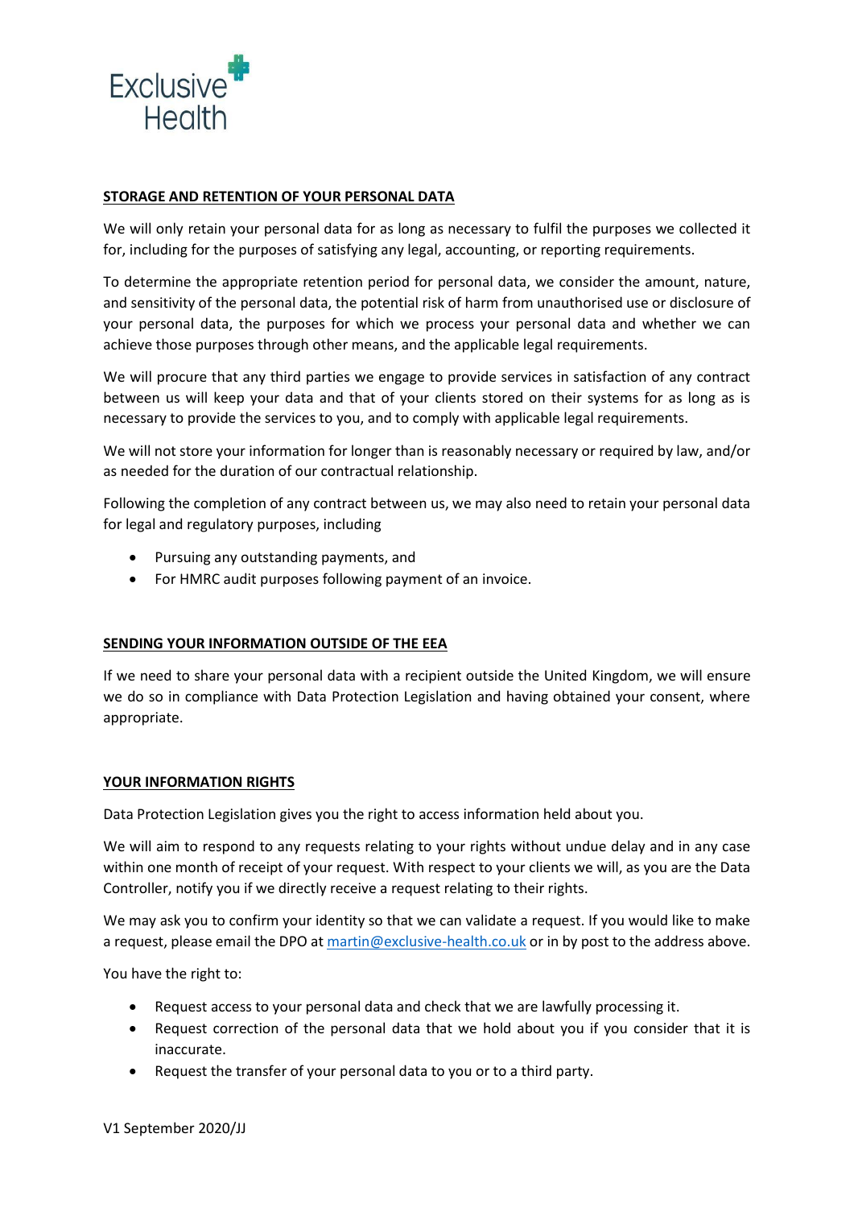## STORAGE AND RETENTION OF YOUR PERSONAL DATA

We will only retain your personal data for as long as necessary to fulfil the purposes we collected it for, including for the purposes of satisfying any legal, accounting, or reporting requirements.

To determine the appropriate retention period for personal data, we consider the amount, nature, and sensitivity of the personal data, the potential risk of harm from unauthorised use or disclosure of your personal data, the purposes for which we process your personal data and whether we can achieve those purposes through other means, and the applicable legal requirements.

We will procure that any third parties we engage to provide services in satisfaction of any contract between us will keep your data and that of your clients stored on their systems for as long as is necessary to provide the services to you, and to comply with applicable legal requirements.

We will not store your information for longer than is reasonably necessary or required by law, and/or as needed for the duration of our contractual relationship.

Following the completion of any contract between us, we may also need to retain your personal data for legal and regulatory purposes, including

- Pursuing any outstanding payments, and
- For HMRC audit purposes following payment of an invoice.

## SENDING YOUR INFORMATION OUTSIDE OF THE EEA

If we need to share your personal data with a recipient outside the United Kingdom, we will ensure we do so in compliance with Data Protection Legislation and having obtained your consent, where appropriate.

## YOUR INFORMATION RIGHTS

Data Protection Legislation gives you the right to access information held about you.

We will aim to respond to any requests relating to your rights without undue delay and in any case within one month of receipt of your request. With respect to your clients we will, as you are the Data Controller, notify you if we directly receive a request relating to their rights.

We may ask you to confirm your identity so that we can validate a request. If you would like to make a request, please email the DPO at martin@exclusive-health.co.uk or in by post to the address above.

You have the right to:

- Request access to your personal data and check that we are lawfully processing it.
- Request correction of the personal data that we hold about you if you consider that it is inaccurate.
- Request the transfer of your personal data to you or to a third party.

V1 September 2020/JJ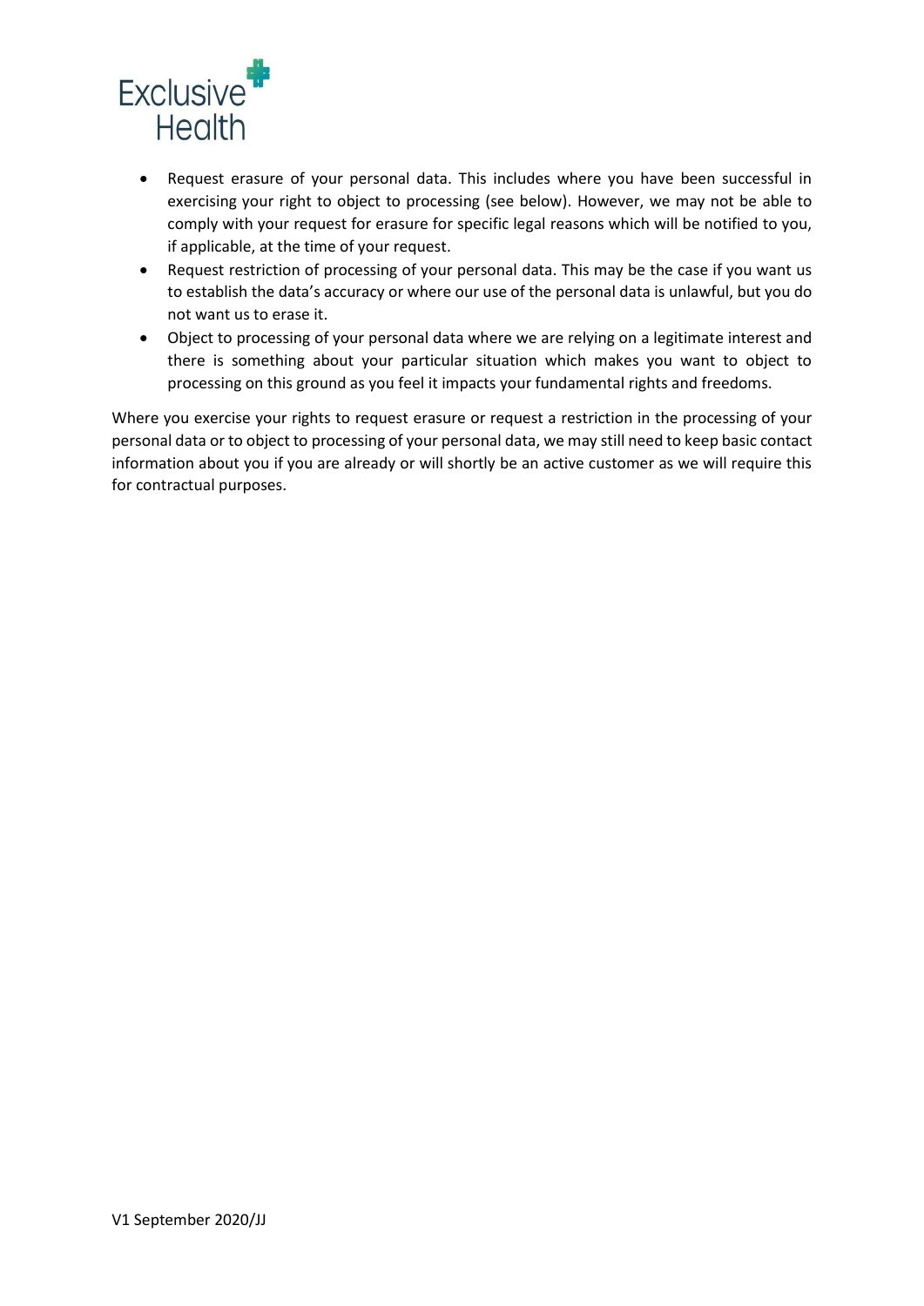- Request erasure of your personal data. This includes where you have been successful in exercising your right to object to processing (see below). However, we may not be able to comply with your request for erasure for specific legal reasons which will be notified to you, if applicable, at the time of your request.
- Request restriction of processing of your personal data. This may be the case if you want us to establish the data's accuracy or where our use of the personal data is unlawful, but you do not want us to erase it.
- Object to processing of your personal data where we are relying on a legitimate interest and there is something about your particular situation which makes you want to object to processing on this ground as you feel it impacts your fundamental rights and freedoms.

Where you exercise your rights to request erasure or request a restriction in the processing of your personal data or to object to processing of your personal data, we may still need to keep basic contact information about you if you are already or will shortly be an active customer as we will require this for contractual purposes.